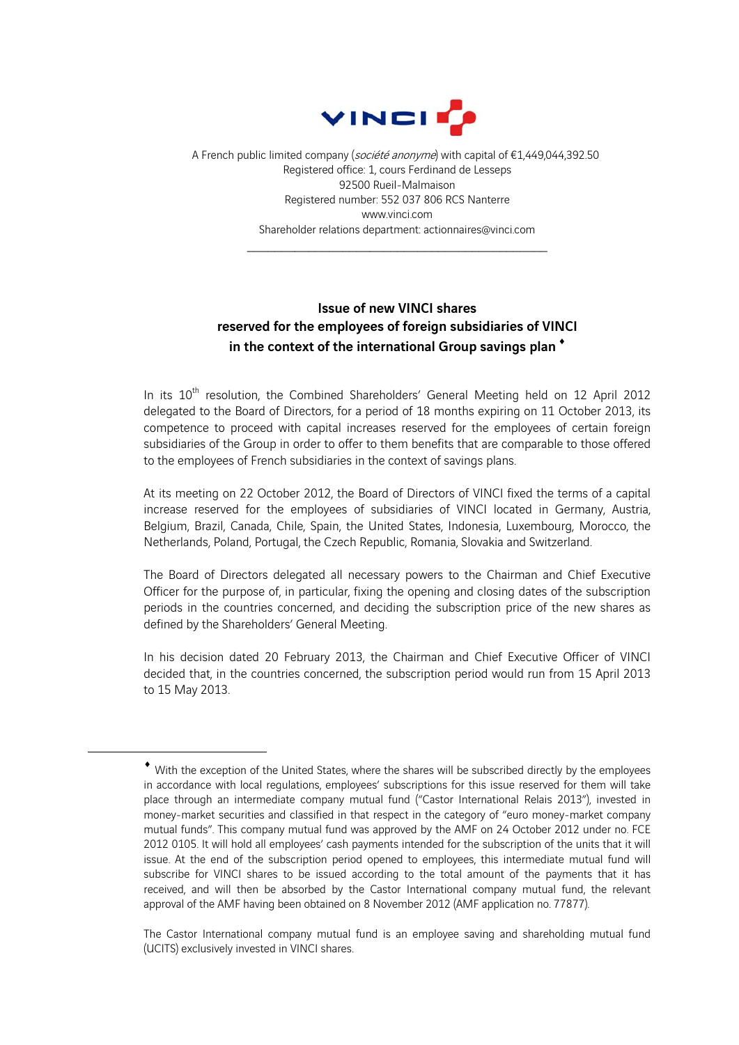VINCI

A French public limited company (*société anonyme*) with capital of €1,449,044,392.50
Registered office: 1, cours Ferdinand de Lesseps
92500 Rueil-Malmaison
Registered number: 552 037 806 RCS Nanterre
www.vinci.com
Shareholder relations department: actionnaires@vinci.com

---

## Issue of new VINCI shares reserved for the employees of foreign subsidiaries of VINCI in the context of the international Group savings plan ♦

In its 10th resolution, the Combined Shareholders' General Meeting held on 12 April 2012 delegated to the Board of Directors, for a period of 18 months expiring on 11 October 2013, its competence to proceed with capital increases reserved for the employees of certain foreign subsidiaries of the Group in order to offer to them benefits that are comparable to those offered to the employees of French subsidiaries in the context of savings plans.

At its meeting on 22 October 2012, the Board of Directors of VINCI fixed the terms of a capital increase reserved for the employees of subsidiaries of VINCI located in Germany, Austria, Belgium, Brazil, Canada, Chile, Spain, the United States, Indonesia, Luxembourg, Morocco, the Netherlands, Poland, Portugal, the Czech Republic, Romania, Slovakia and Switzerland.

The Board of Directors delegated all necessary powers to the Chairman and Chief Executive Officer for the purpose of, in particular, fixing the opening and closing dates of the subscription periods in the countries concerned, and deciding the subscription price of the new shares as defined by the Shareholders' General Meeting.

In his decision dated 20 February 2013, the Chairman and Chief Executive Officer of VINCI decided that, in the countries concerned, the subscription period would run from 15 April 2013 to 15 May 2013.

---

♦ With the exception of the United States, where the shares will be subscribed directly by the employees in accordance with local regulations, employees' subscriptions for this issue reserved for them will take place through an intermediate company mutual fund ("Castor International Relais 2013"), invested in money-market securities and classified in that respect in the category of "euro money-market company mutual funds". This company mutual fund was approved by the AMF on 24 October 2012 under no. FCE 2012 0105. It will hold all employees' cash payments intended for the subscription of the units that it will issue. At the end of the subscription period opened to employees, this intermediate mutual fund will subscribe for VINCI shares to be issued according to the total amount of the payments that it has received, and will then be absorbed by the Castor International company mutual fund, the relevant approval of the AMF having been obtained on 8 November 2012 (AMF application no. 77877).

The Castor International company mutual fund is an employee saving and shareholding mutual fund (UCITS) exclusively invested in VINCI shares.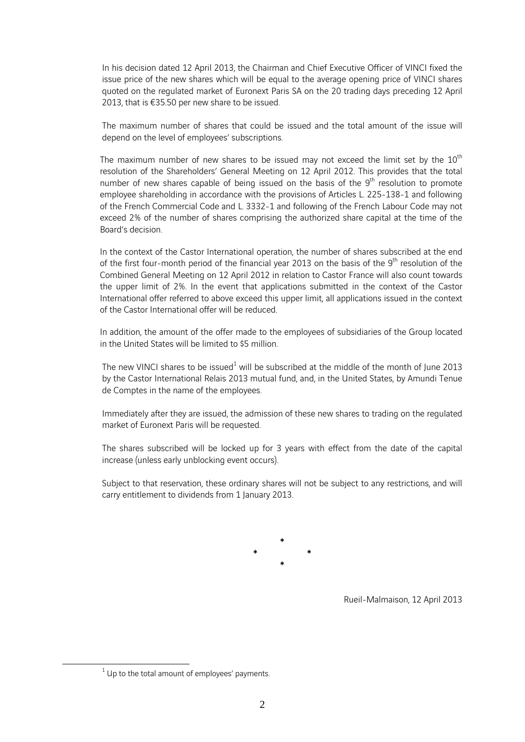In his decision dated 12 April 2013, the Chairman and Chief Executive Officer of VINCI fixed the issue price of the new shares which will be equal to the average opening price of VINCI shares quoted on the regulated market of Euronext Paris SA on the 20 trading days preceding 12 April 2013, that is €35.50 per new share to be issued.

The maximum number of shares that could be issued and the total amount of the issue will depend on the level of employees' subscriptions.

The maximum number of new shares to be issued may not exceed the limit set by the 10th resolution of the Shareholders' General Meeting on 12 April 2012. This provides that the total number of new shares capable of being issued on the basis of the 9th resolution to promote employee shareholding in accordance with the provisions of Articles L. 225-138-1 and following of the French Commercial Code and L. 3332-1 and following of the French Labour Code may not exceed 2% of the number of shares comprising the authorized share capital at the time of the Board's decision.

In the context of the Castor International operation, the number of shares subscribed at the end of the first four-month period of the financial year 2013 on the basis of the 9th resolution of the Combined General Meeting on 12 April 2012 in relation to Castor France will also count towards the upper limit of 2%. In the event that applications submitted in the context of the Castor International offer referred to above exceed this upper limit, all applications issued in the context of the Castor International offer will be reduced.

In addition, the amount of the offer made to the employees of subsidiaries of the Group located in the United States will be limited to $5 million.

The new VINCI shares to be issued[1] will be subscribed at the middle of the month of June 2013 by the Castor International Relais 2013 mutual fund, and, in the United States, by Amundi Tenue de Comptes in the name of the employees.

Immediately after they are issued, the admission of these new shares to trading on the regulated market of Euronext Paris will be requested.

The shares subscribed will be locked up for 3 years with effect from the date of the capital increase (unless early unblocking event occurs).

Subject to that reservation, these ordinary shares will not be subject to any restrictions, and will carry entitlement to dividends from 1 January 2013.

*

\*   \*

*

Rueil-Malmaison, 12 April 2013

[1] Up to the total amount of employees' payments.